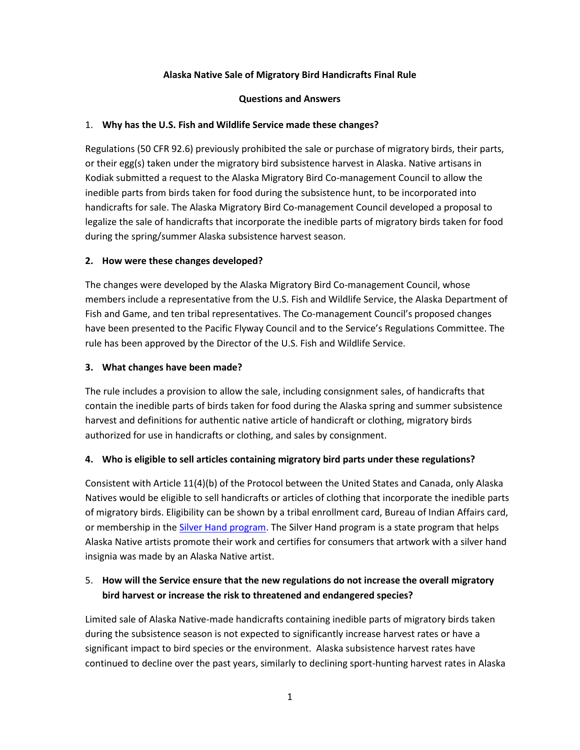**Alaska Native Sale of Migratory Bird Handicrafts Final Rule**

**Questions and Answers**

1. **Why has the U.S. Fish and Wildlife Service made these changes?**

Regulations (50 CFR 92.6) previously prohibited the sale or purchase of migratory birds, their parts, or their egg(s) taken under the migratory bird subsistence harvest in Alaska. Native artisans in Kodiak submitted a request to the Alaska Migratory Bird Co-management Council to allow the inedible parts from birds taken for food during the subsistence hunt, to be incorporated into handicrafts for sale. The Alaska Migratory Bird Co-management Council developed a proposal to legalize the sale of handicrafts that incorporate the inedible parts of migratory birds taken for food during the spring/summer Alaska subsistence harvest season.

2. **How were these changes developed?**

The changes were developed by the Alaska Migratory Bird Co-management Council, whose members include a representative from the U.S. Fish and Wildlife Service, the Alaska Department of Fish and Game, and ten tribal representatives. The Co-management Council's proposed changes have been presented to the Pacific Flyway Council and to the Service's Regulations Committee. The rule has been approved by the Director of the U.S. Fish and Wildlife Service.

3. **What changes have been made?**

The rule includes a provision to allow the sale, including consignment sales, of handicrafts that contain the inedible parts of birds taken for food during the Alaska spring and summer subsistence harvest and definitions for authentic native article of handicraft or clothing, migratory birds authorized for use in handicrafts or clothing, and sales by consignment.

4. **Who is eligible to sell articles containing migratory bird parts under these regulations?**

Consistent with Article 11(4)(b) of the Protocol between the United States and Canada, only Alaska Natives would be eligible to sell handicrafts or articles of clothing that incorporate the inedible parts of migratory birds. Eligibility can be shown by a tribal enrollment card, Bureau of Indian Affairs card, or membership in the Silver Hand program. The Silver Hand program is a state program that helps Alaska Native artists promote their work and certifies for consumers that artwork with a silver hand insignia was made by an Alaska Native artist.

5. **How will the Service ensure that the new regulations do not increase the overall migratory bird harvest or increase the risk to threatened and endangered species?**

Limited sale of Alaska Native-made handicrafts containing inedible parts of migratory birds taken during the subsistence season is not expected to significantly increase harvest rates or have a significant impact to bird species or the environment. Alaska subsistence harvest rates have continued to decline over the past years, similarly to declining sport-hunting harvest rates in Alaska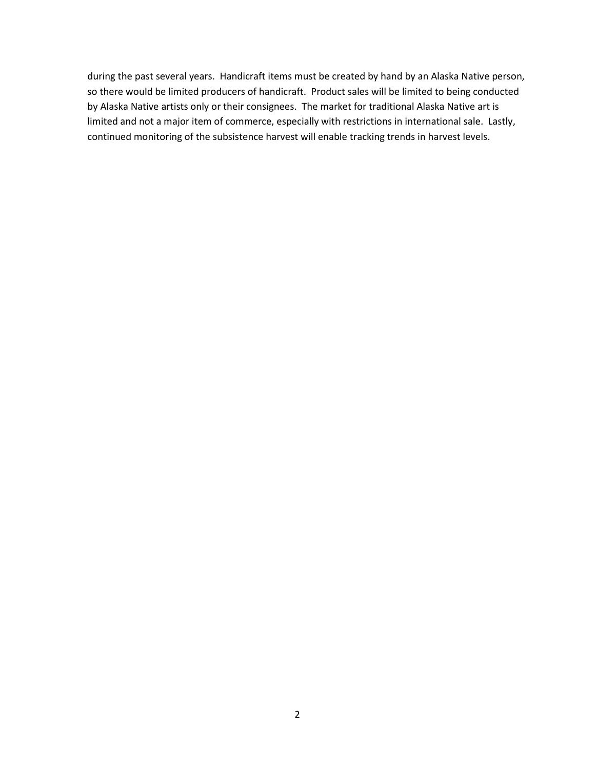during the past several years. Handicraft items must be created by hand by an Alaska Native person, so there would be limited producers of handicraft. Product sales will be limited to being conducted by Alaska Native artists only or their consignees. The market for traditional Alaska Native art is limited and not a major item of commerce, especially with restrictions in international sale. Lastly, continued monitoring of the subsistence harvest will enable tracking trends in harvest levels.